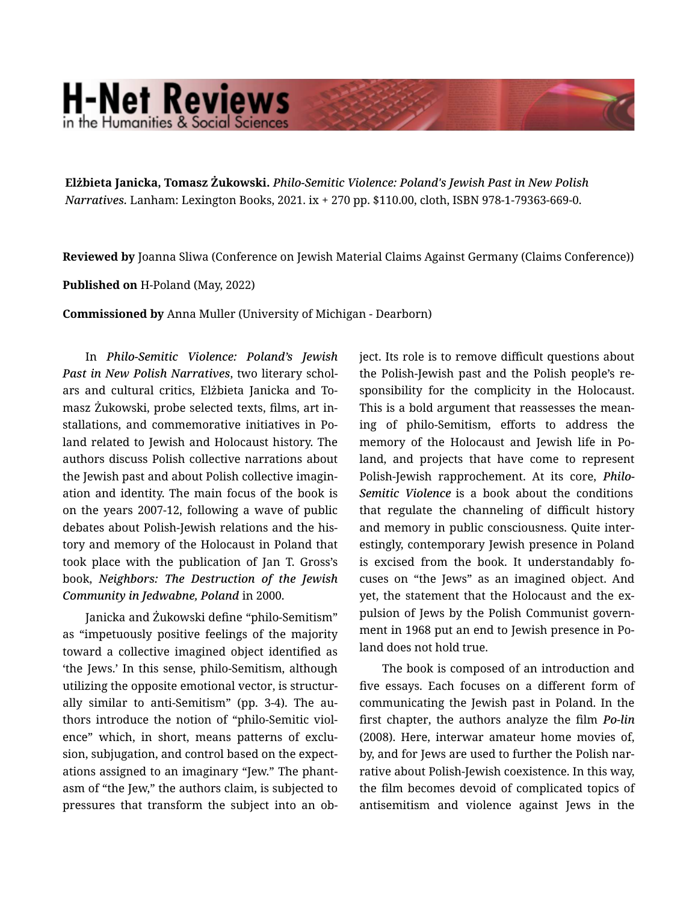**Elżbieta Janicka, Tomasz Żukowski.** *Philo-Semitic Violence: Poland's Jewish Past in New Polish Narratives.* Lanham: Lexington Books, 2021. ix + 270 pp. $110.00, cloth, ISBN 978-1-79363-669-0.

**Reviewed by** Joanna Sliwa (Conference on Jewish Material Claims Against Germany (Claims Conference))

**Published on** H-Poland (May, 2022)

**Commissioned by** Anna Muller (University of Michigan - Dearborn)

In *Philo-Semitic Violence: Poland's Jewish Past in New Polish Narratives*, two literary scholars and cultural critics, Elżbieta Janicka and Tomasz Żukowski, probe selected texts, films, art installations, and commemorative initiatives in Poland related to Jewish and Holocaust history. The authors discuss Polish collective narrations about the Jewish past and about Polish collective imagination and identity. The main focus of the book is on the years 2007-12, following a wave of public debates about Polish-Jewish relations and the history and memory of the Holocaust in Poland that took place with the publication of Jan T. Gross's book, ***Neighbors: The Destruction of the Jewish Community in Jedwabne, Poland*** in 2000.

Janicka and Żukowski define "philo-Semitism" as "impetuously positive feelings of the majority toward a collective imagined object identified as 'the Jews.' In this sense, philo-Semitism, although utilizing the opposite emotional vector, is structurally similar to anti-Semitism" (pp. 3-4). The authors introduce the notion of "philo-Semitic violence" which, in short, means patterns of exclusion, subjugation, and control based on the expectations assigned to an imaginary "Jew." The phantasm of "the Jew," the authors claim, is subjected to pressures that transform the subject into an object. Its role is to remove difficult questions about the Polish-Jewish past and the Polish people's responsibility for the complicity in the Holocaust. This is a bold argument that reassesses the meaning of philo-Semitism, efforts to address the memory of the Holocaust and Jewish life in Poland, and projects that have come to represent Polish-Jewish rapprochement. At its core, ***Philo-Semitic Violence*** is a book about the conditions that regulate the channeling of difficult history and memory in public consciousness. Quite interestingly, contemporary Jewish presence in Poland is excised from the book. It understandably focuses on "the Jews" as an imagined object. And yet, the statement that the Holocaust and the expulsion of Jews by the Polish Communist government in 1968 put an end to Jewish presence in Poland does not hold true.

The book is composed of an introduction and five essays. Each focuses on a different form of communicating the Jewish past in Poland. In the first chapter, the authors analyze the film ***Po-lin*** (2008). Here, interwar amateur home movies of, by, and for Jews are used to further the Polish narrative about Polish-Jewish coexistence. In this way, the film becomes devoid of complicated topics of antisemitism and violence against Jews in the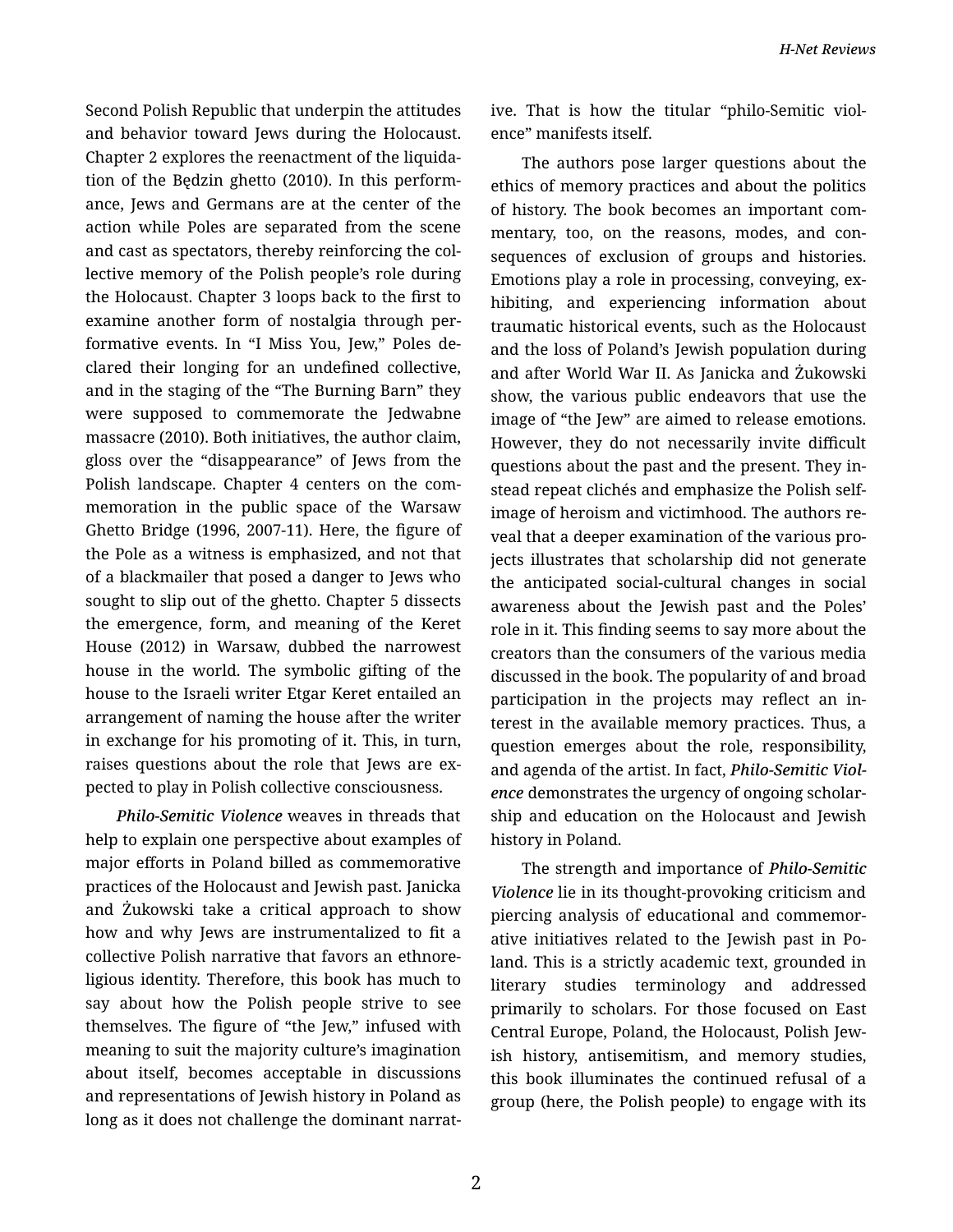Second Polish Republic that underpin the attitudes and behavior toward Jews during the Holocaust. Chapter 2 explores the reenactment of the liquidation of the Będzin ghetto (2010). In this performance, Jews and Germans are at the center of the action while Poles are separated from the scene and cast as spectators, thereby reinforcing the collective memory of the Polish people's role during the Holocaust. Chapter 3 loops back to the first to examine another form of nostalgia through performative events. In "I Miss You, Jew," Poles declared their longing for an undefined collective, and in the staging of the "The Burning Barn" they were supposed to commemorate the Jedwabne massacre (2010). Both initiatives, the author claim, gloss over the "disappearance" of Jews from the Polish landscape. Chapter 4 centers on the commemoration in the public space of the Warsaw Ghetto Bridge (1996, 2007-11). Here, the figure of the Pole as a witness is emphasized, and not that of a blackmailer that posed a danger to Jews who sought to slip out of the ghetto. Chapter 5 dissects the emergence, form, and meaning of the Keret House (2012) in Warsaw, dubbed the narrowest house in the world. The symbolic gifting of the house to the Israeli writer Etgar Keret entailed an arrangement of naming the house after the writer in exchange for his promoting of it. This, in turn, raises questions about the role that Jews are expected to play in Polish collective consciousness.

*Philo-Semitic Violence* weaves in threads that help to explain one perspective about examples of major efforts in Poland billed as commemorative practices of the Holocaust and Jewish past. Janicka and Żukowski take a critical approach to show how and why Jews are instrumentalized to fit a collective Polish narrative that favors an ethnoreligious identity. Therefore, this book has much to say about how the Polish people strive to see themselves. The figure of "the Jew," infused with meaning to suit the majority culture's imagination about itself, becomes acceptable in discussions and representations of Jewish history in Poland as long as it does not challenge the dominant narrative. That is how the titular "philo-Semitic violence" manifests itself.

The authors pose larger questions about the ethics of memory practices and about the politics of history. The book becomes an important commentary, too, on the reasons, modes, and consequences of exclusion of groups and histories. Emotions play a role in processing, conveying, exhibiting, and experiencing information about traumatic historical events, such as the Holocaust and the loss of Poland's Jewish population during and after World War II. As Janicka and Żukowski show, the various public endeavors that use the image of "the Jew" are aimed to release emotions. However, they do not necessarily invite difficult questions about the past and the present. They instead repeat clichés and emphasize the Polish self-image of heroism and victimhood. The authors reveal that a deeper examination of the various projects illustrates that scholarship did not generate the anticipated social-cultural changes in social awareness about the Jewish past and the Poles' role in it. This finding seems to say more about the creators than the consumers of the various media discussed in the book. The popularity of and broad participation in the projects may reflect an interest in the available memory practices. Thus, a question emerges about the role, responsibility, and agenda of the artist. In fact, *Philo-Semitic Violence* demonstrates the urgency of ongoing scholarship and education on the Holocaust and Jewish history in Poland.

The strength and importance of *Philo-Semitic Violence* lie in its thought-provoking criticism and piercing analysis of educational and commemorative initiatives related to the Jewish past in Poland. This is a strictly academic text, grounded in literary studies terminology and addressed primarily to scholars. For those focused on East Central Europe, Poland, the Holocaust, Polish Jewish history, antisemitism, and memory studies, this book illuminates the continued refusal of a group (here, the Polish people) to engage with its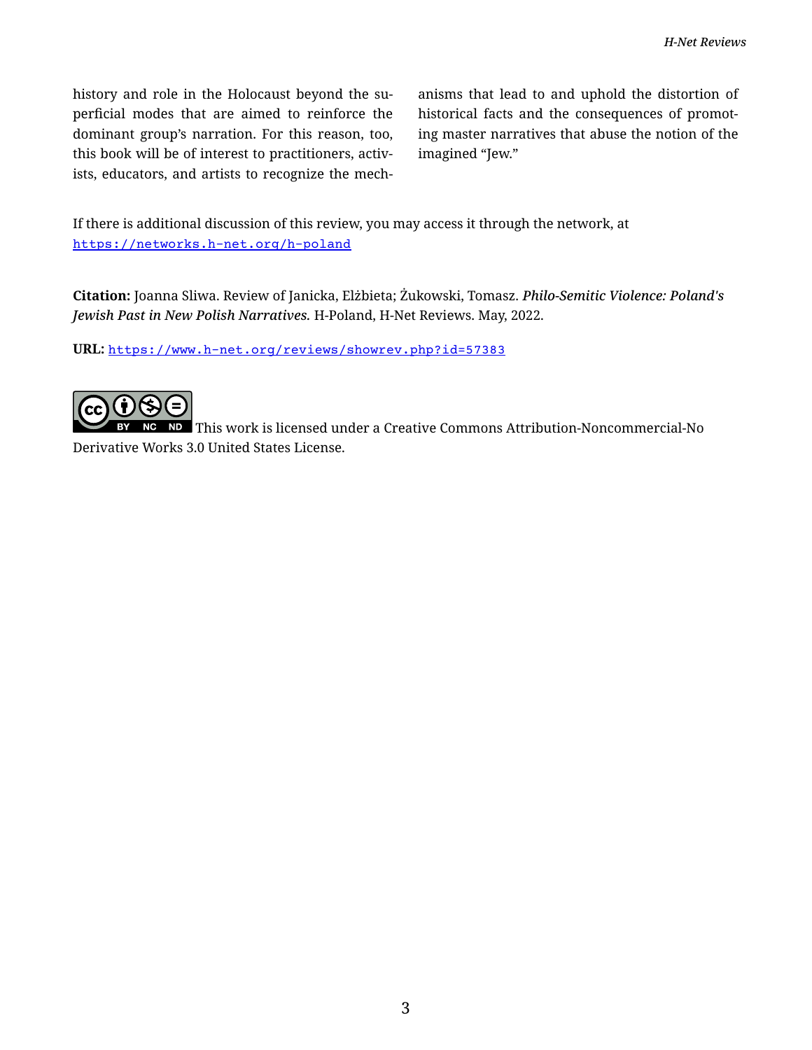history and role in the Holocaust beyond the superficial modes that are aimed to reinforce the dominant group's narration. For this reason, too, this book will be of interest to practitioners, activists, educators, and artists to recognize the mechanisms that lead to and uphold the distortion of historical facts and the consequences of promoting master narratives that abuse the notion of the imagined "Jew."

If there is additional discussion of this review, you may access it through the network, at https://networks.h-net.org/h-poland

**Citation:** Joanna Sliwa. Review of Janicka, Elżbieta; Żukowski, Tomasz. ***Philo-Semitic Violence: Poland's Jewish Past in New Polish Narratives.*** H-Poland, H-Net Reviews. May, 2022.

**URL:** https://www.h-net.org/reviews/showrev.php?id=57383

This work is licensed under a Creative Commons Attribution-Noncommercial-No Derivative Works 3.0 United States License.